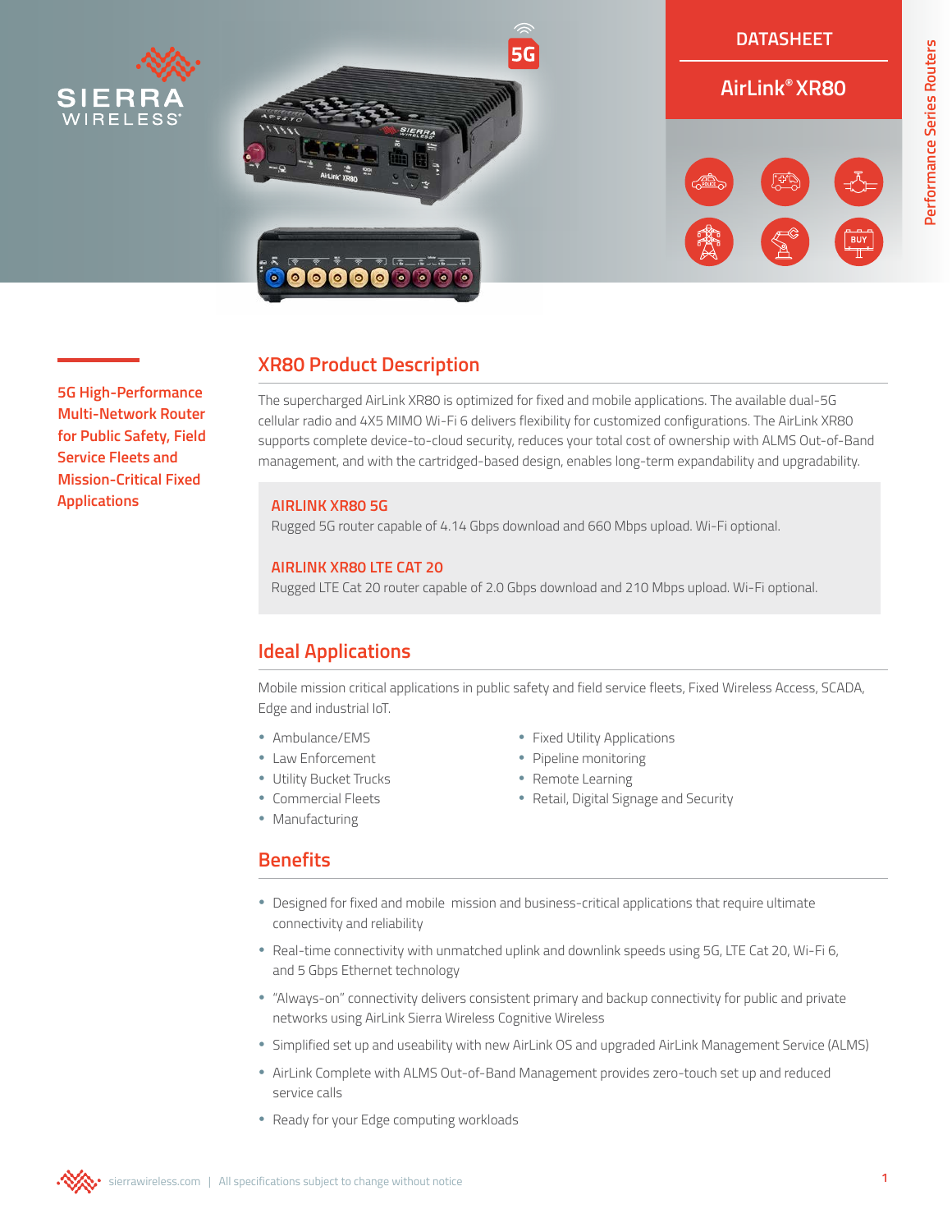DATASHEET

# AirLink® XR80

Performance Series Routers

**5G High-Performance Multi-Network Router for Public Safety, Field Service Fleets and Mission-Critical Fixed Applications**

## XR80 Product Description

The supercharged AirLink XR80 is optimized for fixed and mobile applications. The available dual-5G cellular radio and 4X5 MIMO Wi-Fi 6 delivers flexibility for customized configurations. The AirLink XR80 supports complete device-to-cloud security, reduces your total cost of ownership with ALMS Out-of-Band management, and with the cartridged-based design, enables long-term expandability and upgradability.

### AIRLINK XR80 5G

Rugged 5G router capable of 4.14 Gbps download and 660 Mbps upload. Wi-Fi optional.

### AIRLINK XR80 LTE CAT 20

Rugged LTE Cat 20 router capable of 2.0 Gbps download and 210 Mbps upload. Wi-Fi optional.

## Ideal Applications

Mobile mission critical applications in public safety and field service fleets, Fixed Wireless Access, SCADA, Edge and industrial IoT.

- Ambulance/EMS
- Law Enforcement
- Utility Bucket Trucks
- Commercial Fleets
- Manufacturing
- Fixed Utility Applications
- Pipeline monitoring
- Remote Learning
- Retail, Digital Signage and Security

## Benefits

- Designed for fixed and mobile mission and business-critical applications that require ultimate connectivity and reliability
- Real-time connectivity with unmatched uplink and downlink speeds using 5G, LTE Cat 20, Wi-Fi 6, and 5 Gbps Ethernet technology
- "Always-on" connectivity delivers consistent primary and backup connectivity for public and private networks using AirLink Sierra Wireless Cognitive Wireless
- Simplified set up and useability with new AirLink OS and upgraded AirLink Management Service (ALMS)
- AirLink Complete with ALMS Out-of-Band Management provides zero-touch set up and reduced service calls
- Ready for your Edge computing workloads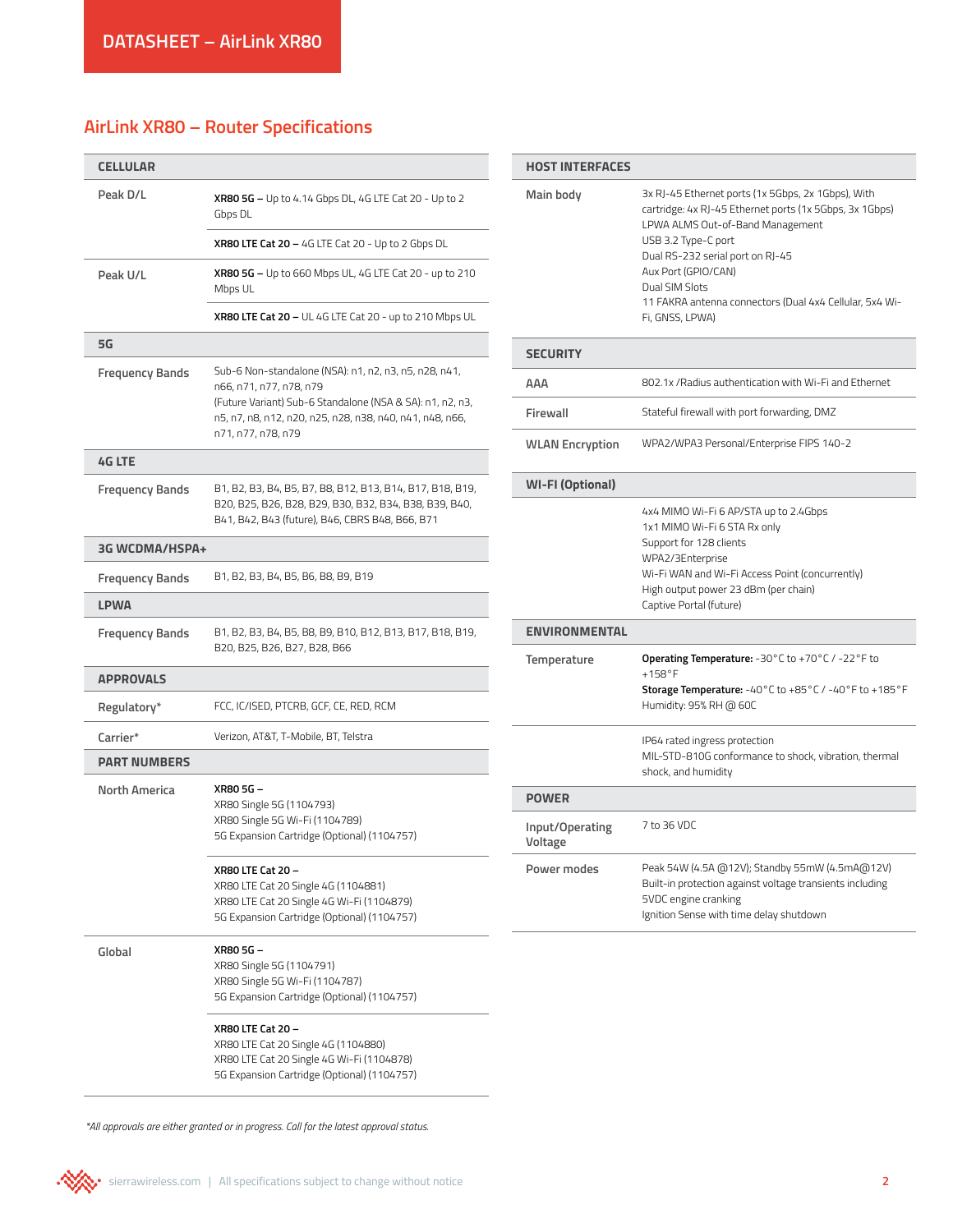DATASHEET – AirLink XR80

## AirLink XR80 – Router Specifications

| CELLULAR | |
|---|---|
| Peak D/L | **XR80 5G –** Up to 4.14 Gbps DL, 4G LTE Cat 20 - Up to 2 Gbps DL |
| | **XR80 LTE Cat 20 –** 4G LTE Cat 20 - Up to 2 Gbps DL |
| Peak U/L | **XR80 5G –** Up to 660 Mbps UL, 4G LTE Cat 20 - up to 210 Mbps UL |
| | **XR80 LTE Cat 20 –** UL 4G LTE Cat 20 - up to 210 Mbps UL |
| **5G** | |
| Frequency Bands | Sub-6 Non-standalone (NSA): n1, n2, n3, n5, n28, n41, n66, n71, n77, n78, n79<br>(Future Variant) Sub-6 Standalone (NSA & SA): n1, n2, n3, n5, n7, n8, n12, n20, n25, n28, n38, n40, n41, n48, n66, n71, n77, n78, n79 |
| **4G LTE** | |
| Frequency Bands | B1, B2, B3, B4, B5, B7, B8, B12, B13, B14, B17, B18, B19, B20, B25, B26, B28, B29, B30, B32, B34, B38, B39, B40, B41, B42, B43 (future), B46, CBRS B48, B66, B71 |
| **3G WCDMA/HSPA+** | |
| Frequency Bands | B1, B2, B3, B4, B5, B6, B8, B9, B19 |
| **LPWA** | |
| Frequency Bands | B1, B2, B3, B4, B5, B8, B9, B10, B12, B13, B17, B18, B19, B20, B25, B26, B27, B28, B66 |

| APPROVALS | |
|---|---|
| Regulatory* | FCC, IC/ISED, PTCRB, GCF, CE, RED, RCM |
| Carrier* | Verizon, AT&T, T-Mobile, BT, Telstra |

| PART NUMBERS | |
|---|---|
| North America | **XR80 5G –**<br>XR80 Single 5G (1104793)<br>XR80 Single 5G Wi-Fi (1104789)<br>5G Expansion Cartridge (Optional) (1104757) |
| | **XR80 LTE Cat 20 –**<br>XR80 LTE Cat 20 Single 4G (1104881)<br>XR80 LTE Cat 20 Single 4G Wi-Fi (1104879)<br>5G Expansion Cartridge (Optional) (1104757) |
| Global | **XR80 5G –**<br>XR80 Single 5G (1104791)<br>XR80 Single 5G Wi-Fi (1104787)<br>5G Expansion Cartridge (Optional) (1104757) |
| | **XR80 LTE Cat 20 –**<br>XR80 LTE Cat 20 Single 4G (1104880)<br>XR80 LTE Cat 20 Single 4G Wi-Fi (1104878)<br>5G Expansion Cartridge (Optional) (1104757) |

*\*All approvals are either granted or in progress. Call for the latest approval status.*

| HOST INTERFACES | |
|---|---|
| Main body | 3x RJ-45 Ethernet ports (1x 5Gbps, 2x 1Gbps), With cartridge: 4x RJ-45 Ethernet ports (1x 5Gbps, 3x 1Gbps)<br>LPWA ALMS Out-of-Band Management<br>USB 3.2 Type-C port<br>Dual RS-232 serial port on RJ-45<br>Aux Port (GPIO/CAN)<br>Dual SIM Slots<br>11 FAKRA antenna connectors (Dual 4x4 Cellular, 5x4 Wi-Fi, GNSS, LPWA) |

| SECURITY | |
|---|---|
| AAA | 802.1x /Radius authentication with Wi-Fi and Ethernet |
| Firewall | Stateful firewall with port forwarding, DMZ |
| WLAN Encryption | WPA2/WPA3 Personal/Enterprise FIPS 140-2 |

| WI-FI (Optional) | |
|---|---|
| | 4x4 MIMO Wi-Fi 6 AP/STA up to 2.4Gbps<br>1x1 MIMO Wi-Fi 6 STA Rx only<br>Support for 128 clients<br>WPA2/3Enterprise<br>Wi-Fi WAN and Wi-Fi Access Point (concurrently)<br>High output power 23 dBm (per chain)<br>Captive Portal (future) |

| ENVIRONMENTAL | |
|---|---|
| Temperature | **Operating Temperature:** -30°C to +70°C / -22°F to +158°F<br>**Storage Temperature:** -40°C to +85°C / -40°F to +185°F<br>Humidity: 95% RH @ 60C |
| | IP64 rated ingress protection<br>MIL-STD-810G conformance to shock, vibration, thermal shock, and humidity |

| POWER | |
|---|---|
| Input/Operating Voltage | 7 to 36 VDC |
| Power modes | Peak 54W (4.5A @12V); Standby 55mW (4.5mA@12V)<br>Built-in protection against voltage transients including 5VDC engine cranking<br>Ignition Sense with time delay shutdown |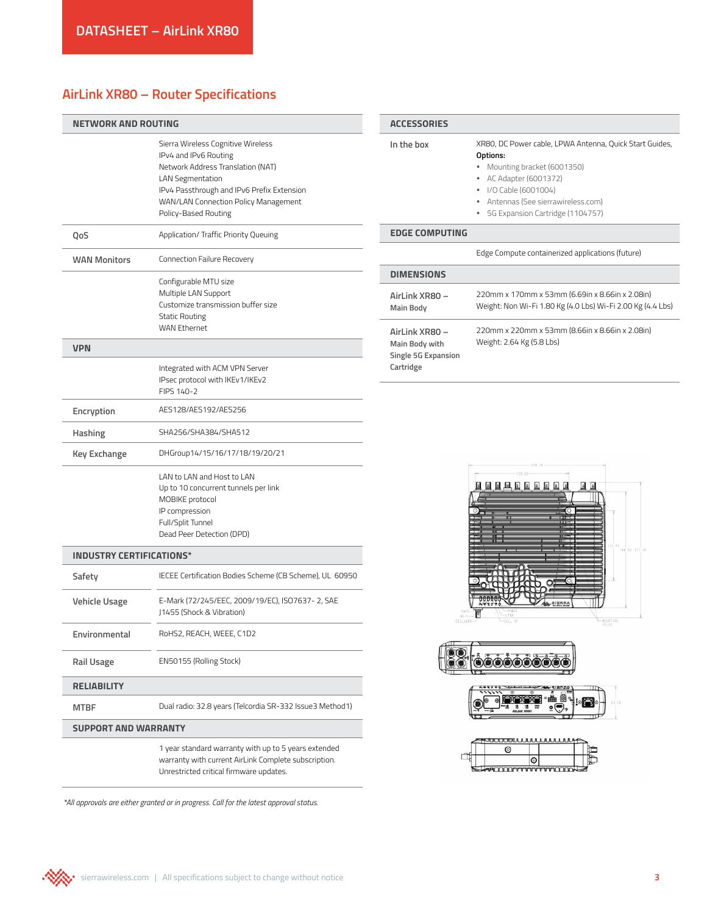# AirLink XR80 – Router Specifications

## NETWORK AND ROUTING

| | |
|---|---|
| | Sierra Wireless Cognitive Wireless<br>IPv4 and IPv6 Routing<br>Network Address Translation (NAT)<br>LAN Segmentation<br>IPv4 Passthrough and IPv6 Prefix Extension<br>WAN/LAN Connection Policy Management<br>Policy-Based Routing |
| **QoS** | Application/ Traffic Priority Queuing |
| **WAN Monitors** | Connection Failure Recovery |
| | Configurable MTU size<br>Multiple LAN Support<br>Customize transmission buffer size<br>Static Routing<br>WAN Ethernet |

## VPN

| | |
|---|---|
| | Integrated with ACM VPN Server<br>IPsec protocol with IKEv1/IKEv2<br>FIPS 140-2 |
| **Encryption** | AES128/AES192/AES256 |
| **Hashing** | SHA256/SHA384/SHA512 |
| **Key Exchange** | DHGroup14/15/16/17/18/19/20/21 |
| | LAN to LAN and Host to LAN<br>Up to 10 concurrent tunnels per link<br>MOBIKE protocol<br>IP compression<br>Full/Split Tunnel<br>Dead Peer Detection (DPD) |

## INDUSTRY CERTIFICATIONS*

| | |
|---|---|
| **Safety** | IECEE Certification Bodies Scheme (CB Scheme), UL 60950 |
| **Vehicle Usage** | E-Mark (72/245/EEC, 2009/19/EC), ISO7637- 2, SAE J1455 (Shock & Vibration) |
| **Environmental** | RoHS2, REACH, WEEE, C1D2 |
| **Rail Usage** | EN50155 (Rolling Stock) |

## RELIABILITY

| | |
|---|---|
| **MTBF** | Dual radio: 32.8 years (Telcordia SR-332 Issue3 Method1) |

## SUPPORT AND WARRANTY

| | |
|---|---|
| | 1 year standard warranty with up to 5 years extended warranty with current AirLink Complete subscription.<br>Unrestricted critical firmware updates. |

*All approvals are either granted or in progress. Call for the latest approval status.*

## ACCESSORIES

| | |
|---|---|
| **In the box** | XR80, DC Power cable, LPWA Antenna, Quick Start Guides,<br>**Options:**<br>• Mounting bracket (6001350)<br>• AC Adapter (6001372)<br>• I/O Cable (6001004)<br>• Antennas (See sierrawireless.com)<br>• 5G Expansion Cartridge (1104757) |

## EDGE COMPUTING

| | |
|---|---|
| | Edge Compute containerized applications (future) |

## DIMENSIONS

| | |
|---|---|
| **AirLink XR80 – Main Body** | 220mm x 170mm x 53mm (6.69in x 8.66in x 2.08in)<br>Weight: Non Wi-Fi 1.80 Kg (4.0 Lbs) Wi-Fi 2.00 Kg (4.4 Lbs) |
| **AirLink XR80 – Main Body with Single 5G Expansion Cartridge** | 220mm x 220mm x 53mm (8.66in x 8.66in x 2.08in)<br>Weight: 2.64 Kg (5.8 Lbs) |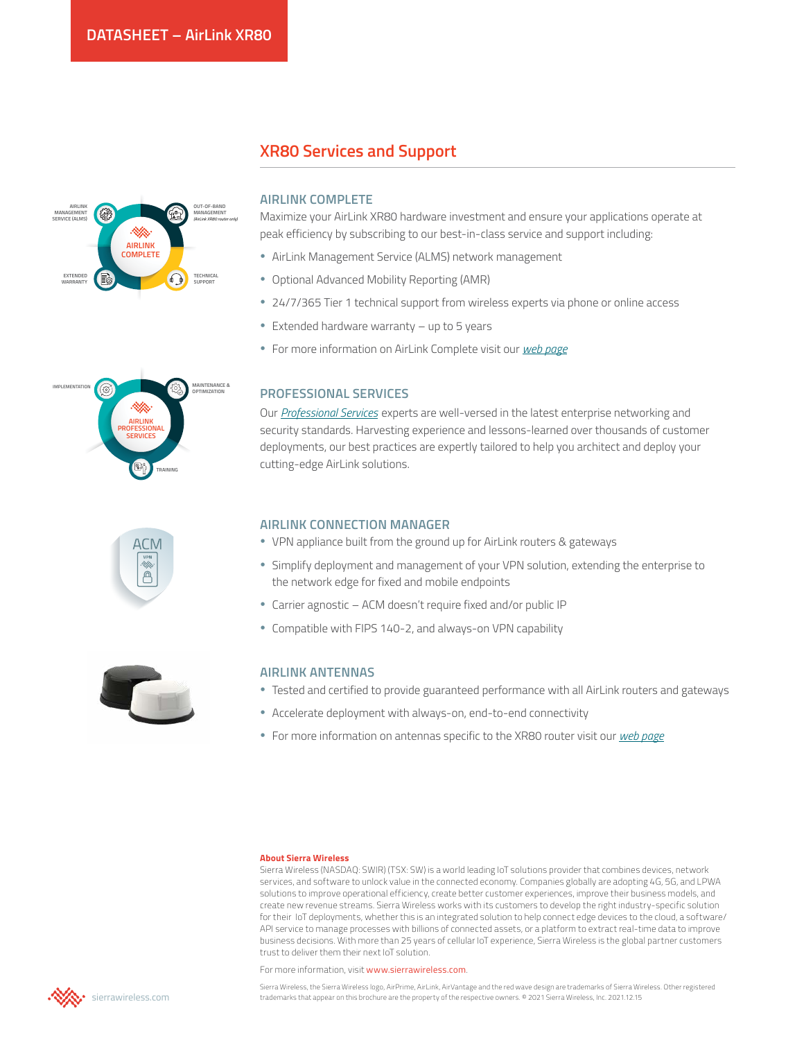## XR80 Services and Support

### AIRLINK COMPLETE

Maximize your AirLink XR80 hardware investment and ensure your applications operate at peak efficiency by subscribing to our best-in-class service and support including:

- AirLink Management Service (ALMS) network management
- Optional Advanced Mobility Reporting (AMR)
- 24/7/365 Tier 1 technical support from wireless experts via phone or online access
- Extended hardware warranty – up to 5 years
- For more information on AirLink Complete visit our *web page*

### PROFESSIONAL SERVICES

Our *Professional Services* experts are well-versed in the latest enterprise networking and security standards. Harvesting experience and lessons-learned over thousands of customer deployments, our best practices are expertly tailored to help you architect and deploy your cutting-edge AirLink solutions.

### AIRLINK CONNECTION MANAGER

- VPN appliance built from the ground up for AirLink routers & gateways
- Simplify deployment and management of your VPN solution, extending the enterprise to the network edge for fixed and mobile endpoints
- Carrier agnostic – ACM doesn't require fixed and/or public IP
- Compatible with FIPS 140-2, and always-on VPN capability

### AIRLINK ANTENNAS

- Tested and certified to provide guaranteed performance with all AirLink routers and gateways
- Accelerate deployment with always-on, end-to-end connectivity
- For more information on antennas specific to the XR80 router visit our *web page*

**About Sierra Wireless**

Sierra Wireless (NASDAQ: SWIR) (TSX: SW) is a world leading IoT solutions provider that combines devices, network services, and software to unlock value in the connected economy. Companies globally are adopting 4G, 5G, and LPWA solutions to improve operational efficiency, create better customer experiences, improve their business models, and create new revenue streams. Sierra Wireless works with its customers to develop the right industry-specific solution for their IoT deployments, whether this is an integrated solution to help connect edge devices to the cloud, a software/API service to manage processes with billions of connected assets, or a platform to extract real-time data to improve business decisions. With more than 25 years of cellular IoT experience, Sierra Wireless is the global partner customers trust to deliver them their next IoT solution.

For more information, visit www.sierrawireless.com.

Sierra Wireless, the Sierra Wireless logo, AirPrime, AirLink, AirVantage and the red wave design are trademarks of Sierra Wireless. Other registered trademarks that appear on this brochure are the property of the respective owners. © 2021 Sierra Wireless, Inc. 2021.12.15